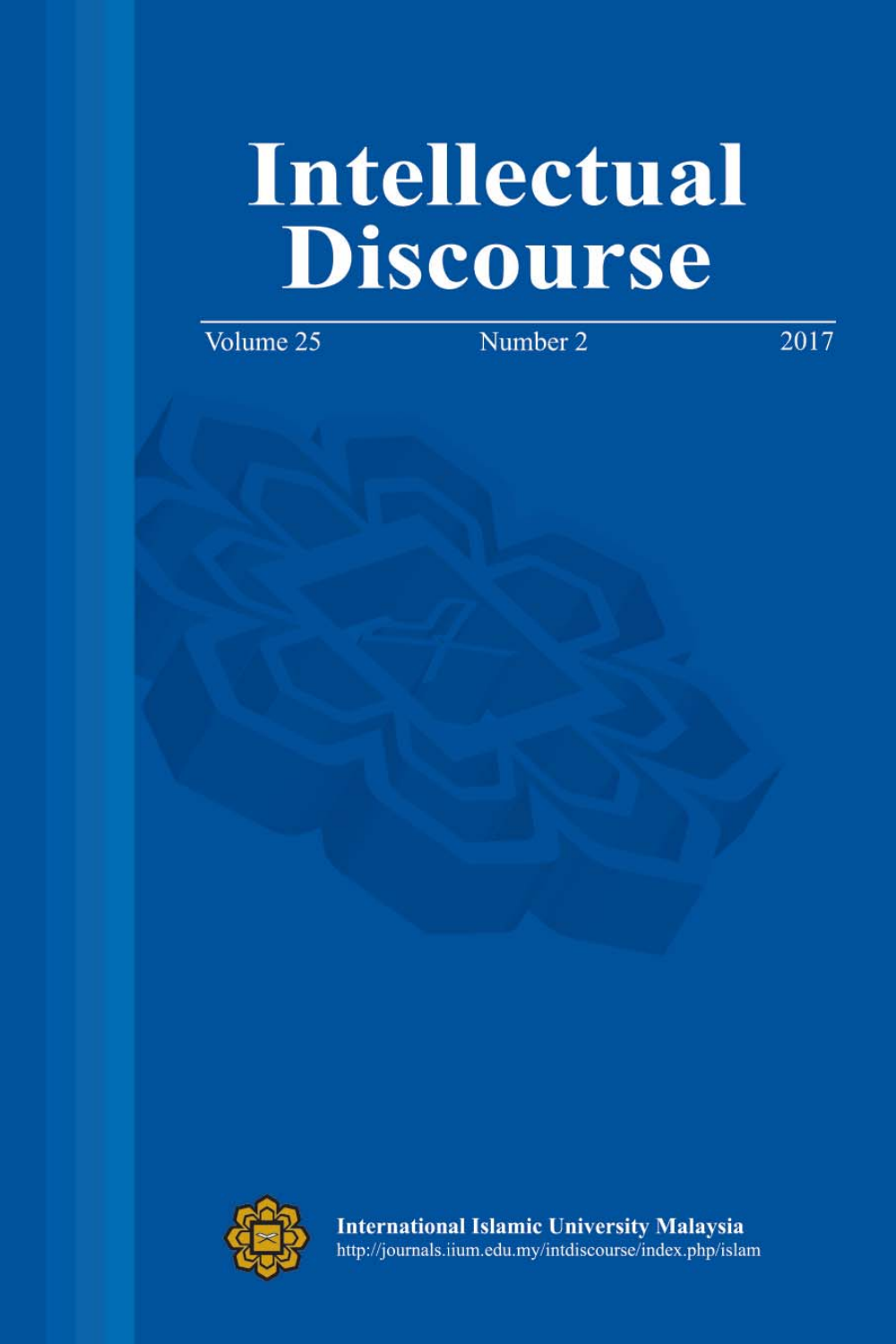# Intellectual Discourse

Volume 25 Number 2 2017

**International Islamic University Malaysia**
http://journals.iium.edu.my/intdiscourse/index.php/islam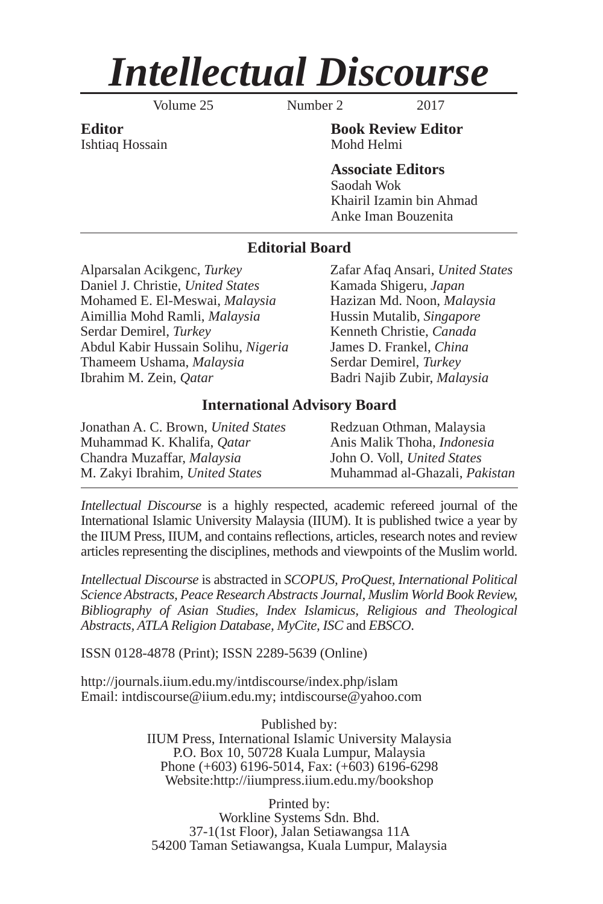# *Intellectual Discourse*

Volume 25 Number 2 2017

**Editor**
Ishtiaq Hossain

**Book Review Editor**
Mohd Helmi

**Associate Editors**
Saodah Wok
Khairil Izamin bin Ahmad
Anke Iman Bouzenita

## Editorial Board

Alparsalan Acikgenc, *Turkey*
Daniel J. Christie, *United States*
Mohamed E. El-Meswai, *Malaysia*
Aimillia Mohd Ramli, *Malaysia*
Serdar Demirel, *Turkey*
Abdul Kabir Hussain Solihu, *Nigeria*
Thameem Ushama, *Malaysia*
Ibrahim M. Zein, *Qatar*
Zafar Afaq Ansari, *United States*
Kamada Shigeru, *Japan*
Hazizan Md. Noon, *Malaysia*
Hussin Mutalib, *Singapore*
Kenneth Christie, *Canada*
James D. Frankel, *China*
Serdar Demirel, *Turkey*
Badri Najib Zubir, *Malaysia*

## International Advisory Board

Jonathan A. C. Brown, *United States*
Muhammad K. Khalifa, *Qatar*
Chandra Muzaffar, *Malaysia*
M. Zakyi Ibrahim, *United States*
Redzuan Othman, Malaysia
Anis Malik Thoha, *Indonesia*
John O. Voll, *United States*
Muhammad al-Ghazali, *Pakistan*

*Intellectual Discourse* is a highly respected, academic refereed journal of the International Islamic University Malaysia (IIUM). It is published twice a year by the IIUM Press, IIUM, and contains reflections, articles, research notes and review articles representing the disciplines, methods and viewpoints of the Muslim world.

*Intellectual Discourse* is abstracted in *SCOPUS, ProQuest, International Political Science Abstracts, Peace Research Abstracts Journal, Muslim World Book Review, Bibliography of Asian Studies, Index Islamicus, Religious and Theological Abstracts, ATLA Religion Database, MyCite, ISC* and *EBSCO*.

ISSN 0128-4878 (Print); ISSN 2289-5639 (Online)

http://journals.iium.edu.my/intdiscourse/index.php/islam
Email: intdiscourse@iium.edu.my; intdiscourse@yahoo.com

Published by:
IIUM Press, International Islamic University Malaysia
P.O. Box 10, 50728 Kuala Lumpur, Malaysia
Phone (+603) 6196-5014, Fax: (+603) 6196-6298
Website:http://iiumpress.iium.edu.my/bookshop

Printed by:
Workline Systems Sdn. Bhd.
37-1(1st Floor), Jalan Setiawangsa 11A
54200 Taman Setiawangsa, Kuala Lumpur, Malaysia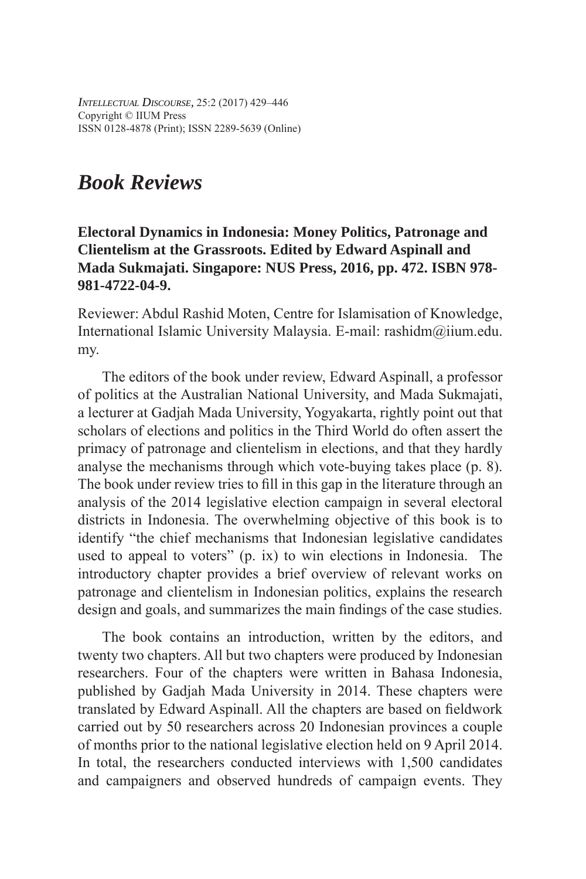# *Book Reviews*

**Electoral Dynamics in Indonesia: Money Politics, Patronage and Clientelism at the Grassroots. Edited by Edward Aspinall and Mada Sukmajati. Singapore: NUS Press, 2016, pp. 472. ISBN 978-981-4722-04-9.**

Reviewer: Abdul Rashid Moten, Centre for Islamisation of Knowledge, International Islamic University Malaysia. E-mail: rashidm@iium.edu.my.

The editors of the book under review, Edward Aspinall, a professor of politics at the Australian National University, and Mada Sukmajati, a lecturer at Gadjah Mada University, Yogyakarta, rightly point out that scholars of elections and politics in the Third World do often assert the primacy of patronage and clientelism in elections, and that they hardly analyse the mechanisms through which vote-buying takes place (p. 8). The book under review tries to fill in this gap in the literature through an analysis of the 2014 legislative election campaign in several electoral districts in Indonesia. The overwhelming objective of this book is to identify "the chief mechanisms that Indonesian legislative candidates used to appeal to voters" (p. ix) to win elections in Indonesia. The introductory chapter provides a brief overview of relevant works on patronage and clientelism in Indonesian politics, explains the research design and goals, and summarizes the main findings of the case studies.

The book contains an introduction, written by the editors, and twenty two chapters. All but two chapters were produced by Indonesian researchers. Four of the chapters were written in Bahasa Indonesia, published by Gadjah Mada University in 2014. These chapters were translated by Edward Aspinall. All the chapters are based on fieldwork carried out by 50 researchers across 20 Indonesian provinces a couple of months prior to the national legislative election held on 9 April 2014. In total, the researchers conducted interviews with 1,500 candidates and campaigners and observed hundreds of campaign events. They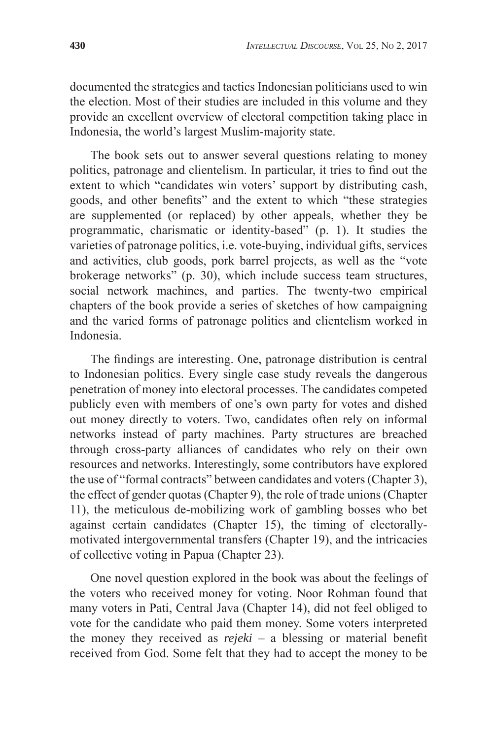documented the strategies and tactics Indonesian politicians used to win the election. Most of their studies are included in this volume and they provide an excellent overview of electoral competition taking place in Indonesia, the world's largest Muslim-majority state.

The book sets out to answer several questions relating to money politics, patronage and clientelism. In particular, it tries to find out the extent to which "candidates win voters' support by distributing cash, goods, and other benefits" and the extent to which "these strategies are supplemented (or replaced) by other appeals, whether they be programmatic, charismatic or identity-based" (p. 1). It studies the varieties of patronage politics, i.e. vote-buying, individual gifts, services and activities, club goods, pork barrel projects, as well as the "vote brokerage networks" (p. 30), which include success team structures, social network machines, and parties. The twenty-two empirical chapters of the book provide a series of sketches of how campaigning and the varied forms of patronage politics and clientelism worked in Indonesia.

The findings are interesting. One, patronage distribution is central to Indonesian politics. Every single case study reveals the dangerous penetration of money into electoral processes. The candidates competed publicly even with members of one's own party for votes and dished out money directly to voters. Two, candidates often rely on informal networks instead of party machines. Party structures are breached through cross-party alliances of candidates who rely on their own resources and networks. Interestingly, some contributors have explored the use of "formal contracts" between candidates and voters (Chapter 3), the effect of gender quotas (Chapter 9), the role of trade unions (Chapter 11), the meticulous de-mobilizing work of gambling bosses who bet against certain candidates (Chapter 15), the timing of electorally-motivated intergovernmental transfers (Chapter 19), and the intricacies of collective voting in Papua (Chapter 23).

One novel question explored in the book was about the feelings of the voters who received money for voting. Noor Rohman found that many voters in Pati, Central Java (Chapter 14), did not feel obliged to vote for the candidate who paid them money. Some voters interpreted the money they received as *rejeki* – a blessing or material benefit received from God. Some felt that they had to accept the money to be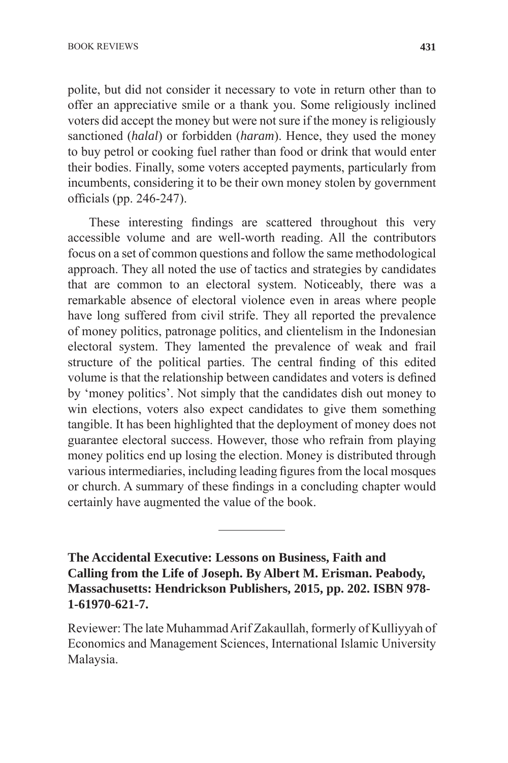polite, but did not consider it necessary to vote in return other than to offer an appreciative smile or a thank you. Some religiously inclined voters did accept the money but were not sure if the money is religiously sanctioned (*halal*) or forbidden (*haram*). Hence, they used the money to buy petrol or cooking fuel rather than food or drink that would enter their bodies. Finally, some voters accepted payments, particularly from incumbents, considering it to be their own money stolen by government officials (pp. 246-247).

These interesting findings are scattered throughout this very accessible volume and are well-worth reading. All the contributors focus on a set of common questions and follow the same methodological approach. They all noted the use of tactics and strategies by candidates that are common to an electoral system. Noticeably, there was a remarkable absence of electoral violence even in areas where people have long suffered from civil strife. They all reported the prevalence of money politics, patronage politics, and clientelism in the Indonesian electoral system. They lamented the prevalence of weak and frail structure of the political parties. The central finding of this edited volume is that the relationship between candidates and voters is defined by 'money politics'. Not simply that the candidates dish out money to win elections, voters also expect candidates to give them something tangible. It has been highlighted that the deployment of money does not guarantee electoral success. However, those who refrain from playing money politics end up losing the election. Money is distributed through various intermediaries, including leading figures from the local mosques or church. A summary of these findings in a concluding chapter would certainly have augmented the value of the book.

---

**The Accidental Executive: Lessons on Business, Faith and Calling from the Life of Joseph. By Albert M. Erisman. Peabody, Massachusetts: Hendrickson Publishers, 2015, pp. 202. ISBN 978-1-61970-621-7.**

Reviewer: The late Muhammad Arif Zakaullah, formerly of Kulliyyah of Economics and Management Sciences, International Islamic University Malaysia.